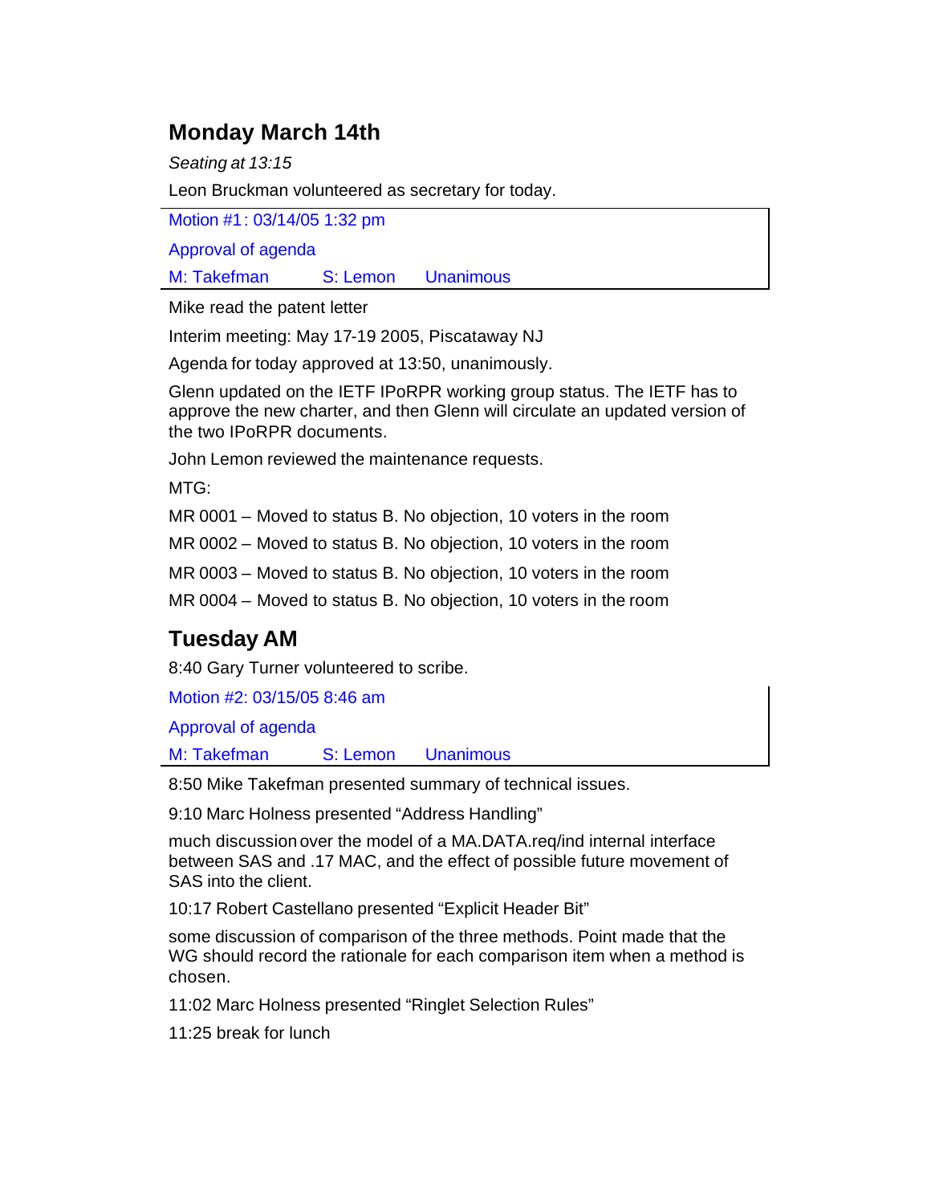## Monday March 14th

*Seating at 13:15*

Leon Bruckman volunteered as secretary for today.

Motion #1 : 03/14/05 1:32 pm

Approval of agenda

M: Takefman S: Lemon Unanimous

Mike read the patent letter

Interim meeting: May 17-19 2005, Piscataway NJ

Agenda for today approved at 13:50, unanimously.

Glenn updated on the IETF IPoRPR working group status. The IETF has to approve the new charter, and then Glenn will circulate an updated version of the two IPoRPR documents.

John Lemon reviewed the maintenance requests.

MTG:

MR 0001 – Moved to status B. No objection, 10 voters in the room

MR 0002 – Moved to status B. No objection, 10 voters in the room

MR 0003 – Moved to status B. No objection, 10 voters in the room

MR 0004 – Moved to status B. No objection, 10 voters in the room

## Tuesday AM

8:40 Gary Turner volunteered to scribe.

Motion #2: 03/15/05 8:46 am

Approval of agenda

M: Takefman S: Lemon Unanimous

8:50 Mike Takefman presented summary of technical issues.

9:10 Marc Holness presented "Address Handling"

much discussion over the model of a MA.DATA.req/ind internal interface between SAS and .17 MAC, and the effect of possible future movement of SAS into the client.

10:17 Robert Castellano presented "Explicit Header Bit"

some discussion of comparison of the three methods. Point made that the WG should record the rationale for each comparison item when a method is chosen.

11:02 Marc Holness presented "Ringlet Selection Rules"

11:25 break for lunch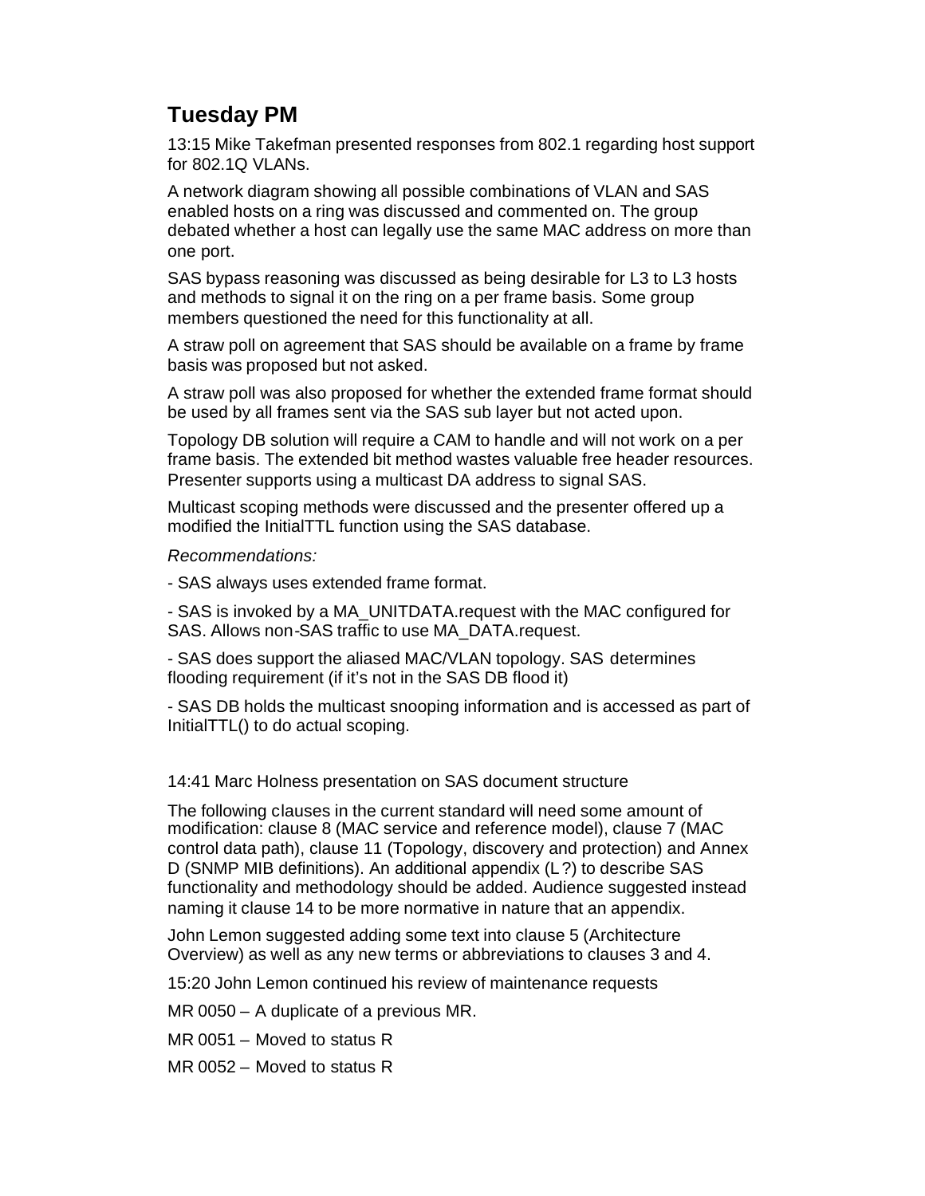## Tuesday PM

13:15 Mike Takefman presented responses from 802.1 regarding host support for 802.1Q VLANs.

A network diagram showing all possible combinations of VLAN and SAS enabled hosts on a ring was discussed and commented on. The group debated whether a host can legally use the same MAC address on more than one port.

SAS bypass reasoning was discussed as being desirable for L3 to L3 hosts and methods to signal it on the ring on a per frame basis. Some group members questioned the need for this functionality at all.

A straw poll on agreement that SAS should be available on a frame by frame basis was proposed but not asked.

A straw poll was also proposed for whether the extended frame format should be used by all frames sent via the SAS sub layer but not acted upon.

Topology DB solution will require a CAM to handle and will not work on a per frame basis. The extended bit method wastes valuable free header resources. Presenter supports using a multicast DA address to signal SAS.

Multicast scoping methods were discussed and the presenter offered up a modified the InitialTTL function using the SAS database.

*Recommendations:*

- SAS always uses extended frame format.

- SAS is invoked by a MA_UNITDATA.request with the MAC configured for SAS. Allows non-SAS traffic to use MA_DATA.request.

- SAS does support the aliased MAC/VLAN topology. SAS determines flooding requirement (if it's not in the SAS DB flood it)

- SAS DB holds the multicast snooping information and is accessed as part of InitialTTL() to do actual scoping.

14:41 Marc Holness presentation on SAS document structure

The following clauses in the current standard will need some amount of modification: clause 8 (MAC service and reference model), clause 7 (MAC control data path), clause 11 (Topology, discovery and protection) and Annex D (SNMP MIB definitions). An additional appendix (L ?) to describe SAS functionality and methodology should be added. Audience suggested instead naming it clause 14 to be more normative in nature that an appendix.

John Lemon suggested adding some text into clause 5 (Architecture Overview) as well as any new terms or abbreviations to clauses 3 and 4.

15:20 John Lemon continued his review of maintenance requests

MR 0050 – A duplicate of a previous MR.

MR 0051 – Moved to status R

MR 0052 – Moved to status R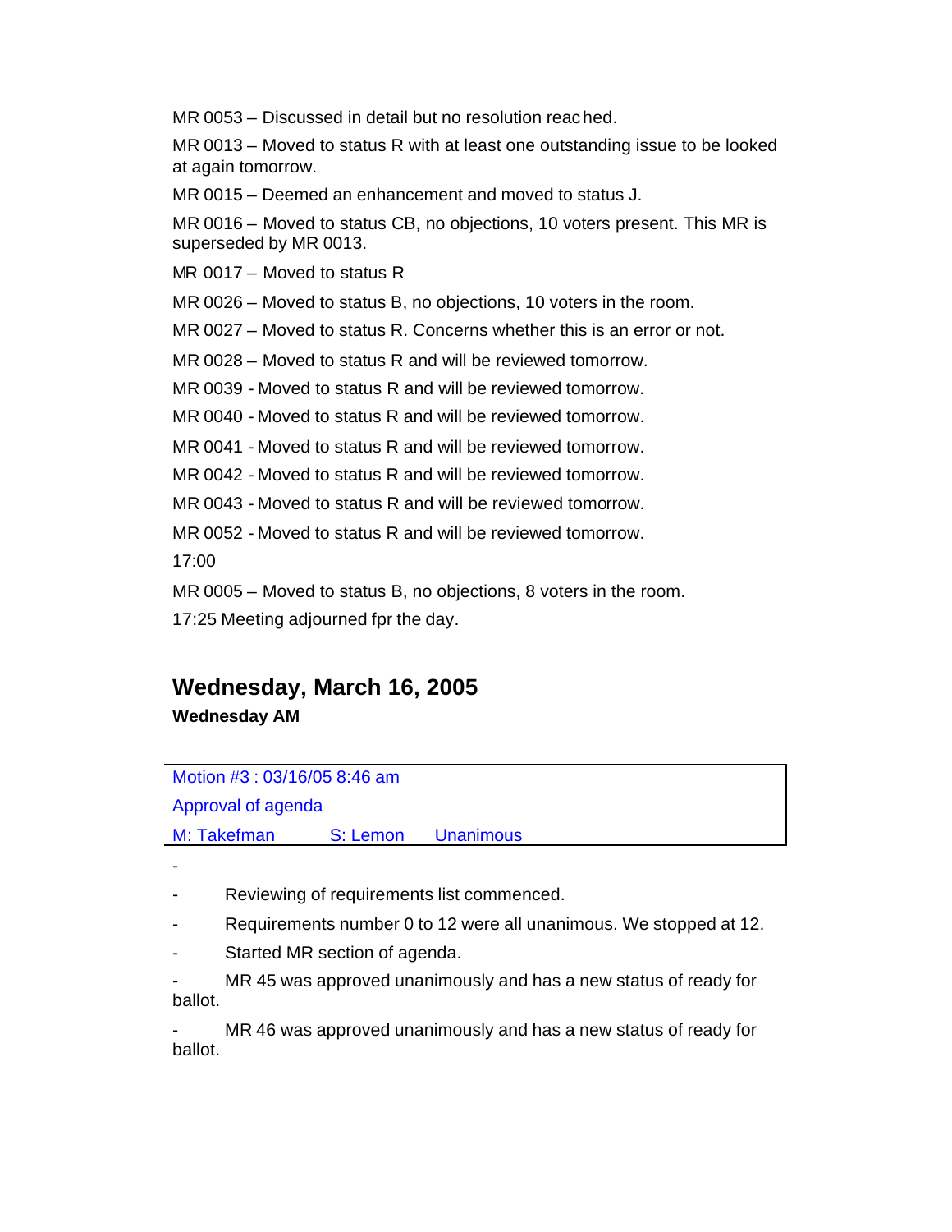MR 0053 – Discussed in detail but no resolution reached.

MR 0013 – Moved to status R with at least one outstanding issue to be looked at again tomorrow.

MR 0015 – Deemed an enhancement and moved to status J.

MR 0016 – Moved to status CB, no objections, 10 voters present. This MR is superseded by MR 0013.

MR 0017 – Moved to status R

MR 0026 – Moved to status B, no objections, 10 voters in the room.

MR 0027 – Moved to status R. Concerns whether this is an error or not.

MR 0028 – Moved to status R and will be reviewed tomorrow.

MR 0039 - Moved to status R and will be reviewed tomorrow.

MR 0040 - Moved to status R and will be reviewed tomorrow.

MR 0041 - Moved to status R and will be reviewed tomorrow.

MR 0042 - Moved to status R and will be reviewed tomorrow.

MR 0043 - Moved to status R and will be reviewed tomorrow.

MR 0052 - Moved to status R and will be reviewed tomorrow.

17:00

MR 0005 – Moved to status B, no objections, 8 voters in the room.

17:25 Meeting adjourned fpr the day.

## Wednesday, March 16, 2005

### Wednesday AM

| Motion #3 : 03/16/05 8:46 am | | |
|---|---|---|
| Approval of agenda | | |
| M: Takefman | S: Lemon | Unanimous |

-

- Reviewing of requirements list commenced.
- Requirements number 0 to 12 were all unanimous. We stopped at 12.
- Started MR section of agenda.
- MR 45 was approved unanimously and has a new status of ready for ballot.
- MR 46 was approved unanimously and has a new status of ready for ballot.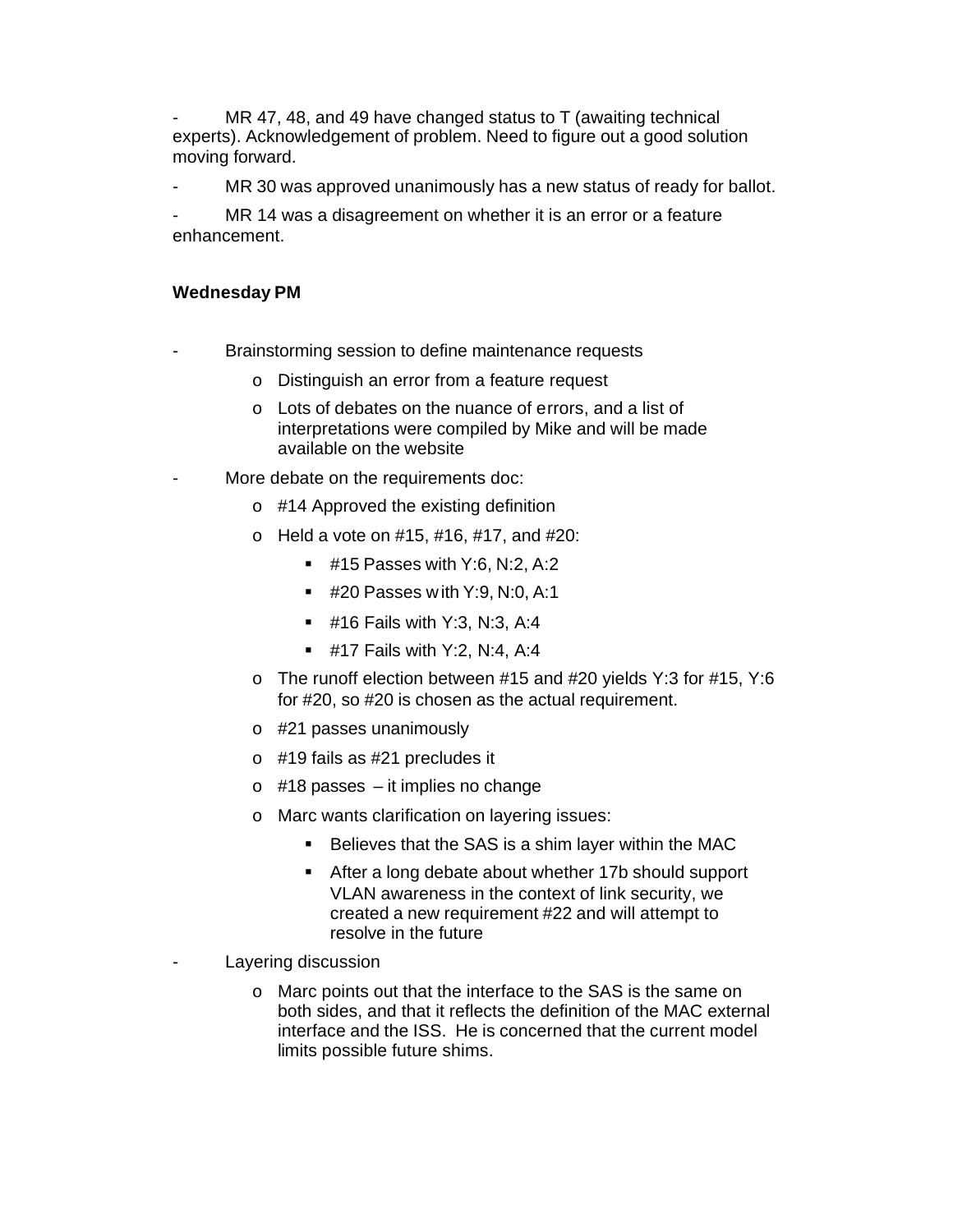- MR 47, 48, and 49 have changed status to T (awaiting technical experts). Acknowledgement of problem. Need to figure out a good solution moving forward.
- MR 30 was approved unanimously has a new status of ready for ballot.
- MR 14 was a disagreement on whether it is an error or a feature enhancement.

**Wednesday PM**

- Brainstorming session to define maintenance requests
    - Distinguish an error from a feature request
    - Lots of debates on the nuance of errors, and a list of interpretations were compiled by Mike and will be made available on the website
- More debate on the requirements doc:
    - #14 Approved the existing definition
    - Held a vote on #15, #16, #17, and #20:
        - #15 Passes with Y:6, N:2, A:2
        - #20 Passes with Y:9, N:0, A:1
        - #16 Fails with Y:3, N:3, A:4
        - #17 Fails with Y:2, N:4, A:4
    - The runoff election between #15 and #20 yields Y:3 for #15, Y:6 for #20, so #20 is chosen as the actual requirement.
    - #21 passes unanimously
    - #19 fails as #21 precludes it
    - #18 passes – it implies no change
    - Marc wants clarification on layering issues:
        - Believes that the SAS is a shim layer within the MAC
        - After a long debate about whether 17b should support VLAN awareness in the context of link security, we created a new requirement #22 and will attempt to resolve in the future
- Layering discussion
    - Marc points out that the interface to the SAS is the same on both sides, and that it reflects the definition of the MAC external interface and the ISS. He is concerned that the current model limits possible future shims.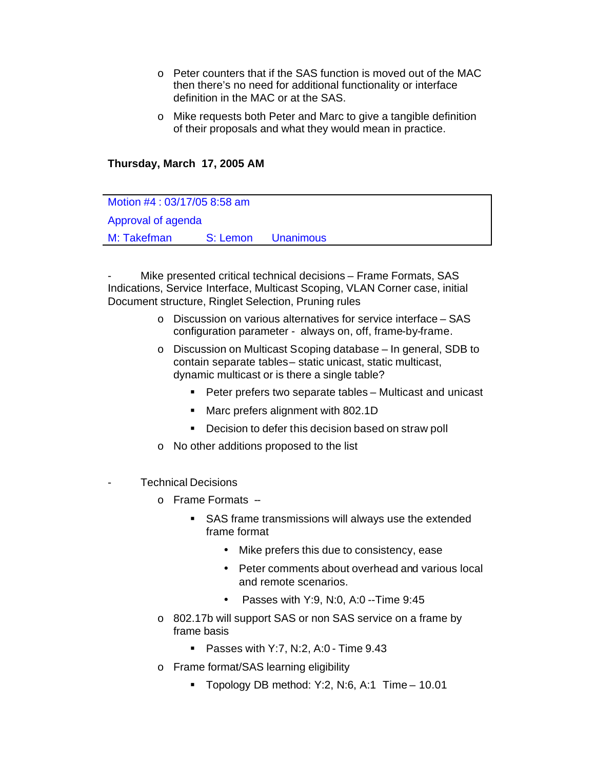- Peter counters that if the SAS function is moved out of the MAC then there's no need for additional functionality or interface definition in the MAC or at the SAS.
- Mike requests both Peter and Marc to give a tangible definition of their proposals and what they would mean in practice.

**Thursday, March 17, 2005 AM**

| Motion #4 : 03/17/05 8:58 am | | |
|---|---|---|
| Approval of agenda | | |
| M: Takefman | S: Lemon | Unanimous |

- Mike presented critical technical decisions – Frame Formats, SAS Indications, Service Interface, Multicast Scoping, VLAN Corner case, initial Document structure, Ringlet Selection, Pruning rules
  - Discussion on various alternatives for service interface – SAS configuration parameter - always on, off, frame-by-frame.
  - Discussion on Multicast Scoping database – In general, SDB to contain separate tables – static unicast, static multicast, dynamic multicast or is there a single table?
    - Peter prefers two separate tables – Multicast and unicast
    - Marc prefers alignment with 802.1D
    - Decision to defer this decision based on straw poll
  - No other additions proposed to the list

- Technical Decisions
  - Frame Formats –
    - SAS frame transmissions will always use the extended frame format
      - Mike prefers this due to consistency, ease
      - Peter comments about overhead and various local and remote scenarios.
      - Passes with Y:9, N:0, A:0 --Time 9:45
  - 802.17b will support SAS or non SAS service on a frame by frame basis
    - Passes with Y:7, N:2, A:0 - Time 9.43
  - Frame format/SAS learning eligibility
    - Topology DB method: Y:2, N:6, A:1 Time – 10.01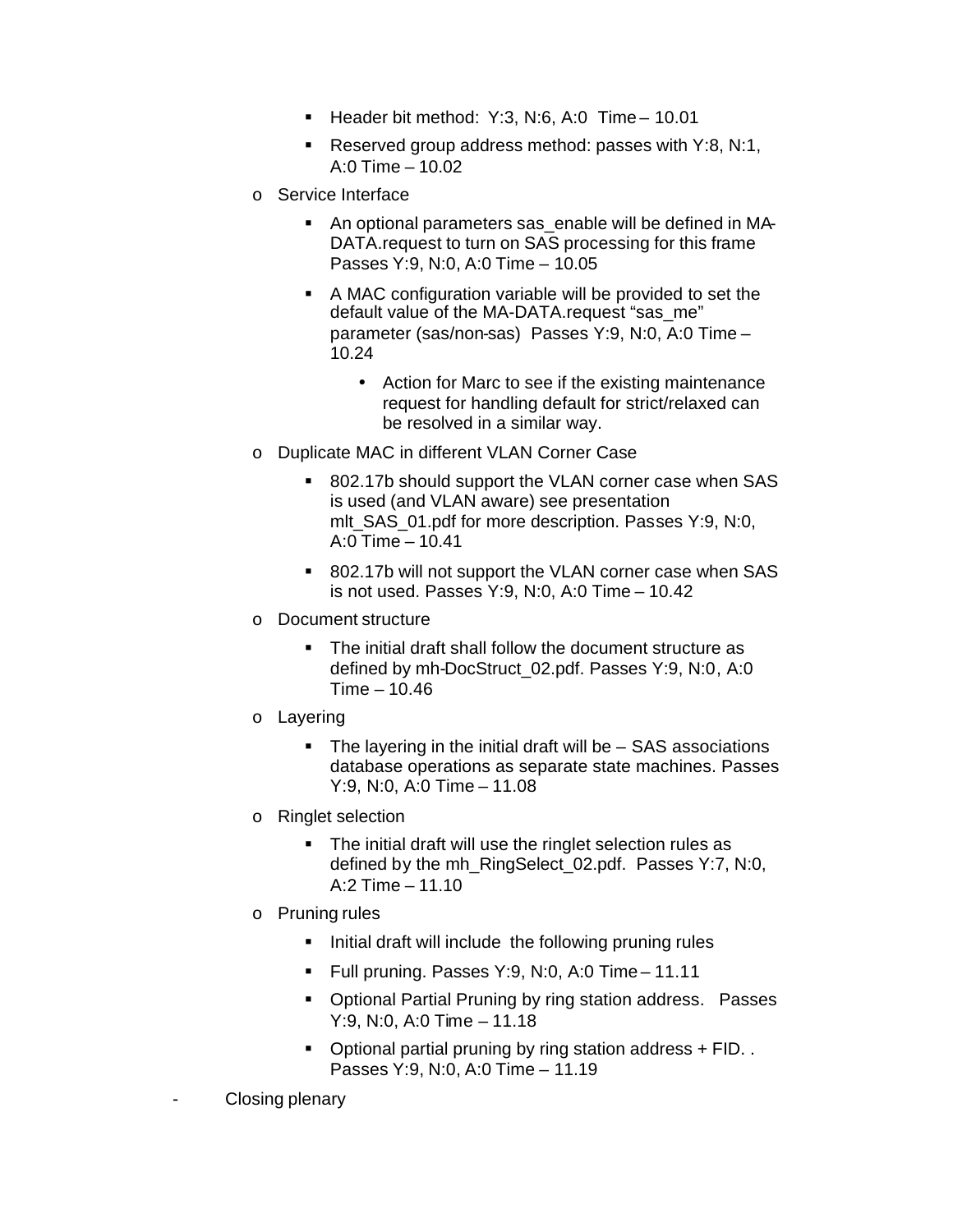- Header bit method: Y:3, N:6, A:0 Time – 10.01
    - Reserved group address method: passes with Y:8, N:1, A:0 Time – 10.02
  - Service Interface
    - An optional parameters sas_enable will be defined in MA-DATA.request to turn on SAS processing for this frame Passes Y:9, N:0, A:0 Time – 10.05
    - A MAC configuration variable will be provided to set the default value of the MA-DATA.request "sas_me" parameter (sas/non-sas) Passes Y:9, N:0, A:0 Time – 10.24
      - Action for Marc to see if the existing maintenance request for handling default for strict/relaxed can be resolved in a similar way.
  - Duplicate MAC in different VLAN Corner Case
    - 802.17b should support the VLAN corner case when SAS is used (and VLAN aware) see presentation mlt_SAS_01.pdf for more description. Passes Y:9, N:0, A:0 Time – 10.41
    - 802.17b will not support the VLAN corner case when SAS is not used. Passes Y:9, N:0, A:0 Time – 10.42
  - Document structure
    - The initial draft shall follow the document structure as defined by mh-DocStruct_02.pdf. Passes Y:9, N:0, A:0 Time – 10.46
  - Layering
    - The layering in the initial draft will be – SAS associations database operations as separate state machines. Passes Y:9, N:0, A:0 Time – 11.08
  - Ringlet selection
    - The initial draft will use the ringlet selection rules as defined by the mh_RingSelect_02.pdf. Passes Y:7, N:0, A:2 Time – 11.10
  - Pruning rules
    - Initial draft will include the following pruning rules
    - Full pruning. Passes Y:9, N:0, A:0 Time – 11.11
    - Optional Partial Pruning by ring station address. Passes Y:9, N:0, A:0 Time – 11.18
    - Optional partial pruning by ring station address + FID. . Passes Y:9, N:0, A:0 Time – 11.19

- Closing plenary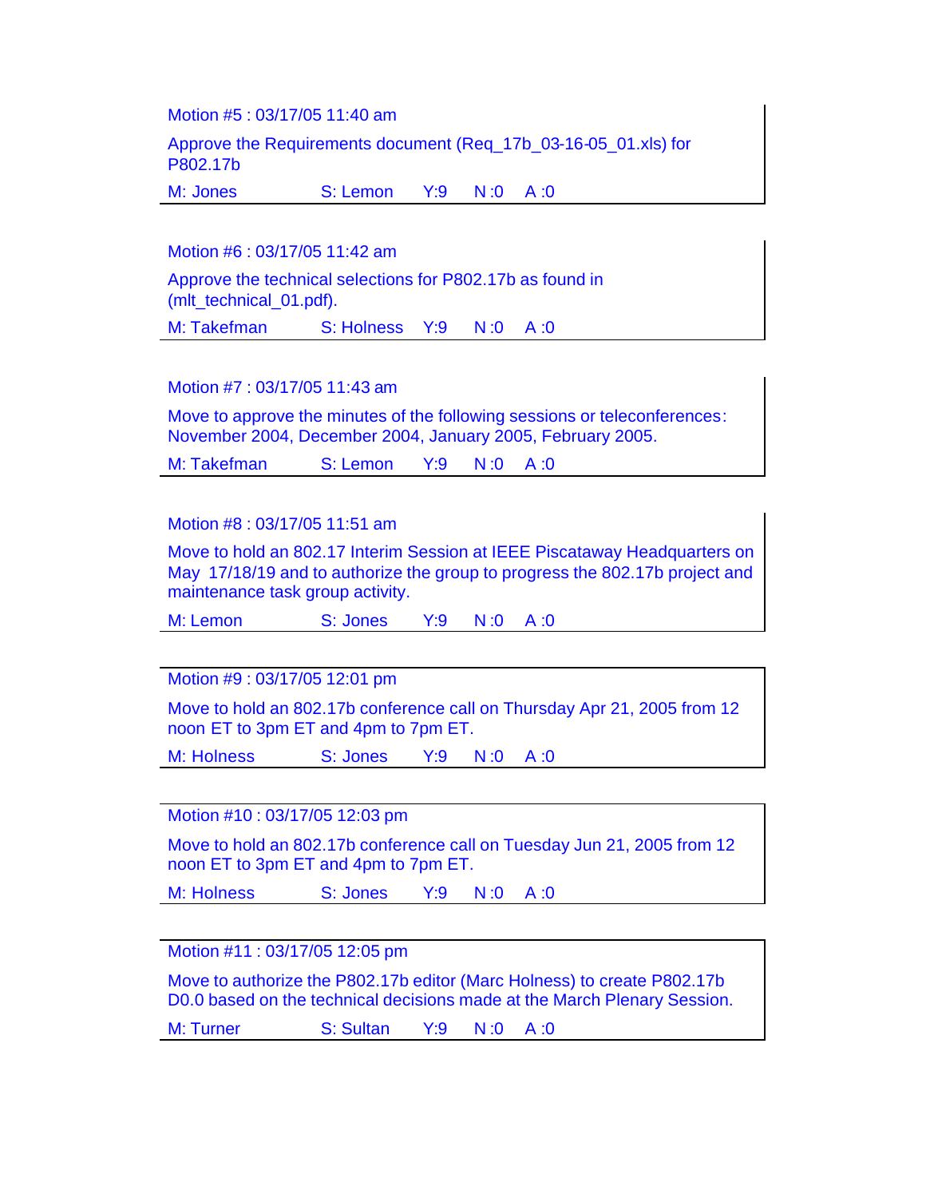Motion #5 : 03/17/05 11:40 am

Approve the Requirements document (Req_17b_03-16-05_01.xls) for P802.17b

M: Jones S: Lemon Y:9 N :0 A :0

---

Motion #6 : 03/17/05 11:42 am

Approve the technical selections for P802.17b as found in (mlt_technical_01.pdf).

M: Takefman S: Holness Y:9 N :0 A :0

---

Motion #7 : 03/17/05 11:43 am

Move to approve the minutes of the following sessions or teleconferences: November 2004, December 2004, January 2005, February 2005.

M: Takefman S: Lemon Y:9 N :0 A :0

---

Motion #8 : 03/17/05 11:51 am

Move to hold an 802.17 Interim Session at IEEE Piscataway Headquarters on May 17/18/19 and to authorize the group to progress the 802.17b project and maintenance task group activity.

M: Lemon S: Jones Y:9 N :0 A :0

---

Motion #9 : 03/17/05 12:01 pm

Move to hold an 802.17b conference call on Thursday Apr 21, 2005 from 12 noon ET to 3pm ET and 4pm to 7pm ET.

M: Holness S: Jones Y:9 N :0 A :0

---

Motion #10 : 03/17/05 12:03 pm

Move to hold an 802.17b conference call on Tuesday Jun 21, 2005 from 12 noon ET to 3pm ET and 4pm to 7pm ET.

M: Holness S: Jones Y:9 N :0 A :0

---

Motion #11 : 03/17/05 12:05 pm

Move to authorize the P802.17b editor (Marc Holness) to create P802.17b D0.0 based on the technical decisions made at the March Plenary Session.

M: Turner S: Sultan Y:9 N :0 A :0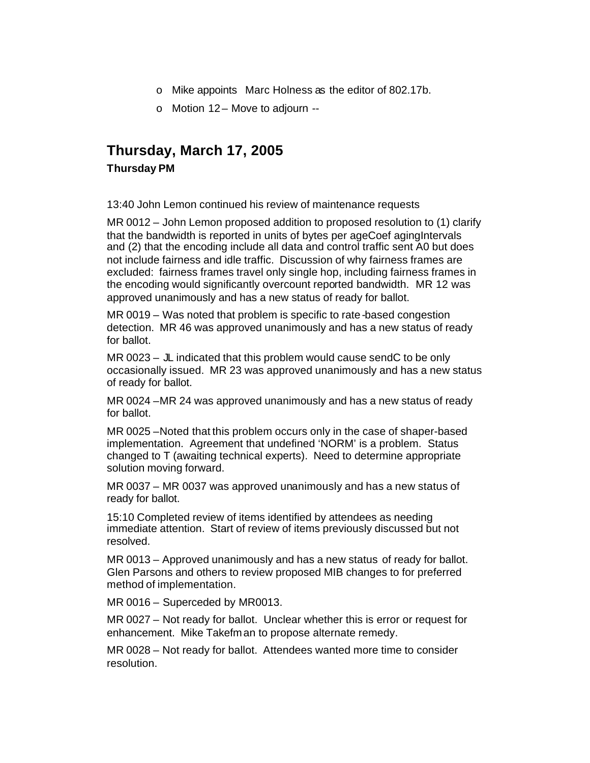- Mike appoints Marc Holness as the editor of 802.17b.
- Motion 12 – Move to adjourn --

## Thursday, March 17, 2005

### Thursday PM

13:40 John Lemon continued his review of maintenance requests

MR 0012 – John Lemon proposed addition to proposed resolution to (1) clarify that the bandwidth is reported in units of bytes per ageCoef agingIntervals and (2) that the encoding include all data and control traffic sent A0 but does not include fairness and idle traffic. Discussion of why fairness frames are excluded: fairness frames travel only single hop, including fairness frames in the encoding would significantly overcount reported bandwidth. MR 12 was approved unanimously and has a new status of ready for ballot.

MR 0019 – Was noted that problem is specific to rate-based congestion detection. MR 46 was approved unanimously and has a new status of ready for ballot.

MR 0023 – JL indicated that this problem would cause sendC to be only occasionally issued. MR 23 was approved unanimously and has a new status of ready for ballot.

MR 0024 –MR 24 was approved unanimously and has a new status of ready for ballot.

MR 0025 –Noted that this problem occurs only in the case of shaper-based implementation. Agreement that undefined 'NORM' is a problem. Status changed to T (awaiting technical experts). Need to determine appropriate solution moving forward.

MR 0037 – MR 0037 was approved unanimously and has a new status of ready for ballot.

15:10 Completed review of items identified by attendees as needing immediate attention. Start of review of items previously discussed but not resolved.

MR 0013 – Approved unanimously and has a new status of ready for ballot. Glen Parsons and others to review proposed MIB changes to for preferred method of implementation.

MR 0016 – Superceded by MR0013.

MR 0027 – Not ready for ballot. Unclear whether this is error or request for enhancement. Mike Takefman to propose alternate remedy.

MR 0028 – Not ready for ballot. Attendees wanted more time to consider resolution.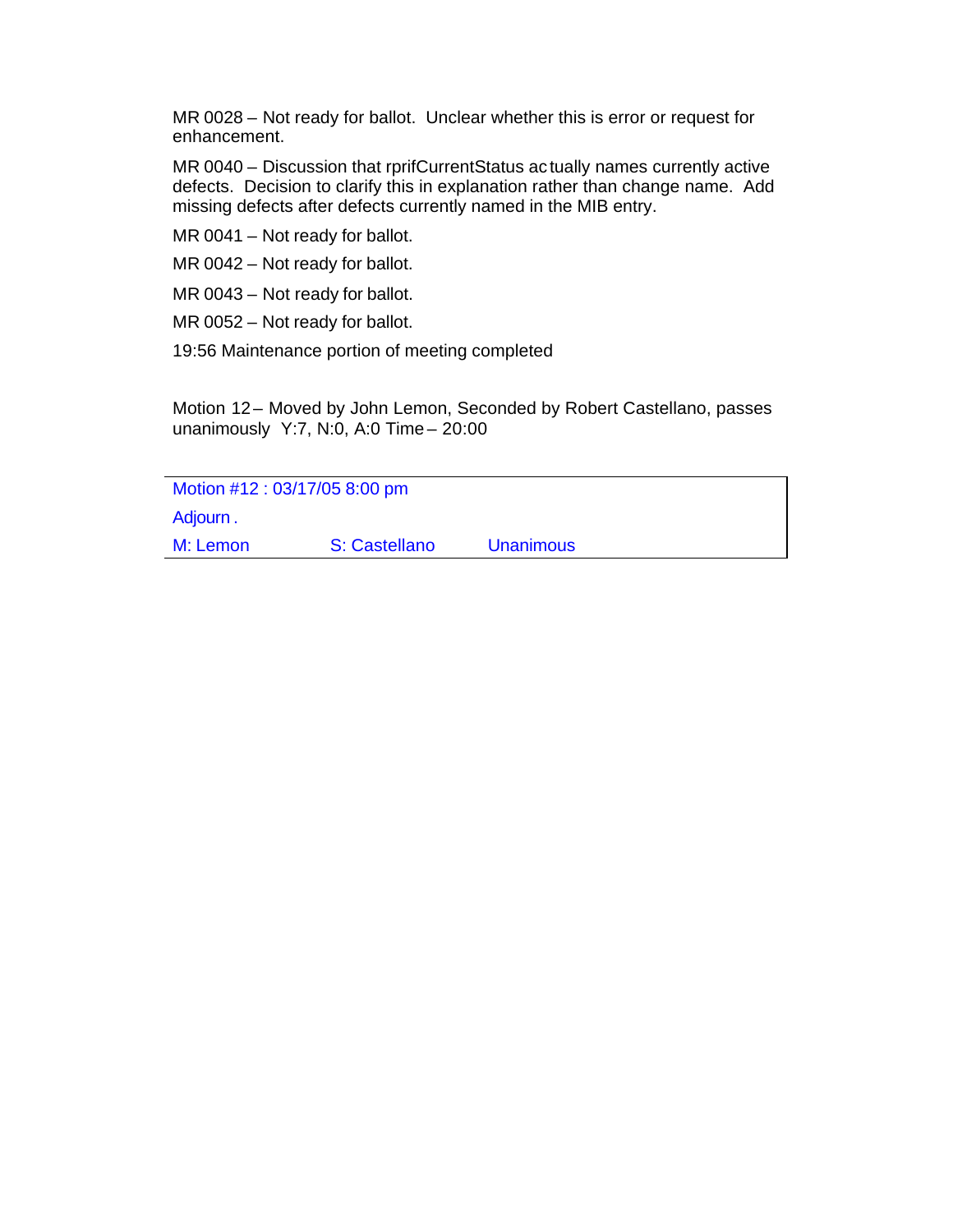MR 0028 – Not ready for ballot. Unclear whether this is error or request for enhancement.

MR 0040 – Discussion that rprifCurrentStatus actually names currently active defects. Decision to clarify this in explanation rather than change name. Add missing defects after defects currently named in the MIB entry.

MR 0041 – Not ready for ballot.

MR 0042 – Not ready for ballot.

MR 0043 – Not ready for ballot.

MR 0052 – Not ready for ballot.

19:56 Maintenance portion of meeting completed

Motion 12 – Moved by John Lemon, Seconded by Robert Castellano, passes unanimously Y:7, N:0, A:0 Time – 20:00

| | | |
|---|---|---|
| Motion #12 : 03/17/05 8:00 pm | | |
| Adjourn . | | |
| M: Lemon | S: Castellano | Unanimous |